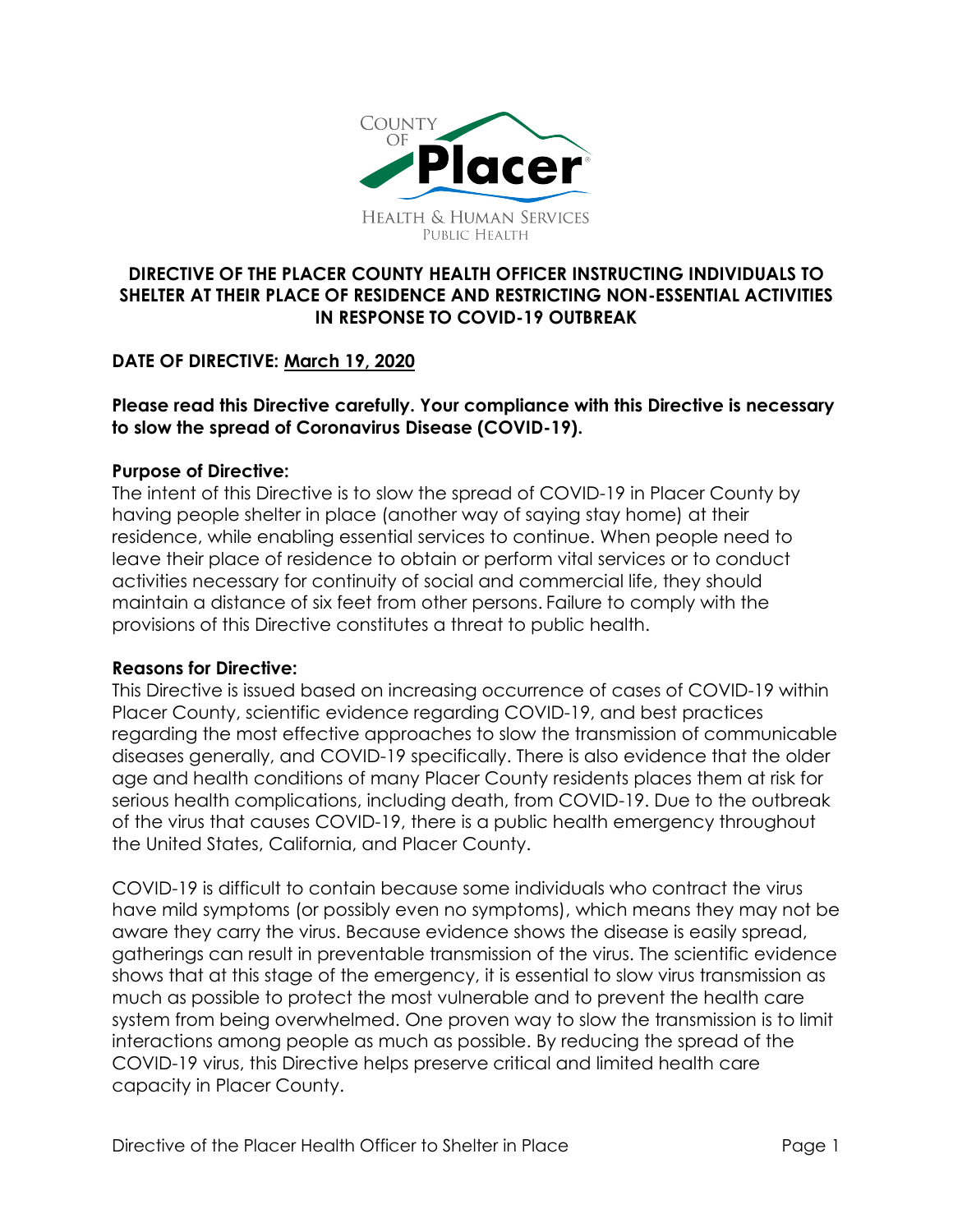County of Placer
Health & Human Services
Public Health

# DIRECTIVE OF THE PLACER COUNTY HEALTH OFFICER INSTRUCTING INDIVIDUALS TO SHELTER AT THEIR PLACE OF RESIDENCE AND RESTRICTING NON-ESSENTIAL ACTIVITIES IN RESPONSE TO COVID-19 OUTBREAK

**DATE OF DIRECTIVE: March 19, 2020**

**Please read this Directive carefully. Your compliance with this Directive is necessary to slow the spread of Coronavirus Disease (COVID-19).**

**Purpose of Directive:**
The intent of this Directive is to slow the spread of COVID-19 in Placer County by having people shelter in place (another way of saying stay home) at their residence, while enabling essential services to continue. When people need to leave their place of residence to obtain or perform vital services or to conduct activities necessary for continuity of social and commercial life, they should maintain a distance of six feet from other persons. Failure to comply with the provisions of this Directive constitutes a threat to public health.

**Reasons for Directive:**
This Directive is issued based on increasing occurrence of cases of COVID-19 within Placer County, scientific evidence regarding COVID-19, and best practices regarding the most effective approaches to slow the transmission of communicable diseases generally, and COVID-19 specifically. There is also evidence that the older age and health conditions of many Placer County residents places them at risk for serious health complications, including death, from COVID-19. Due to the outbreak of the virus that causes COVID-19, there is a public health emergency throughout the United States, California, and Placer County.

COVID-19 is difficult to contain because some individuals who contract the virus have mild symptoms (or possibly even no symptoms), which means they may not be aware they carry the virus. Because evidence shows the disease is easily spread, gatherings can result in preventable transmission of the virus. The scientific evidence shows that at this stage of the emergency, it is essential to slow virus transmission as much as possible to protect the most vulnerable and to prevent the health care system from being overwhelmed. One proven way to slow the transmission is to limit interactions among people as much as possible. By reducing the spread of the COVID-19 virus, this Directive helps preserve critical and limited health care capacity in Placer County.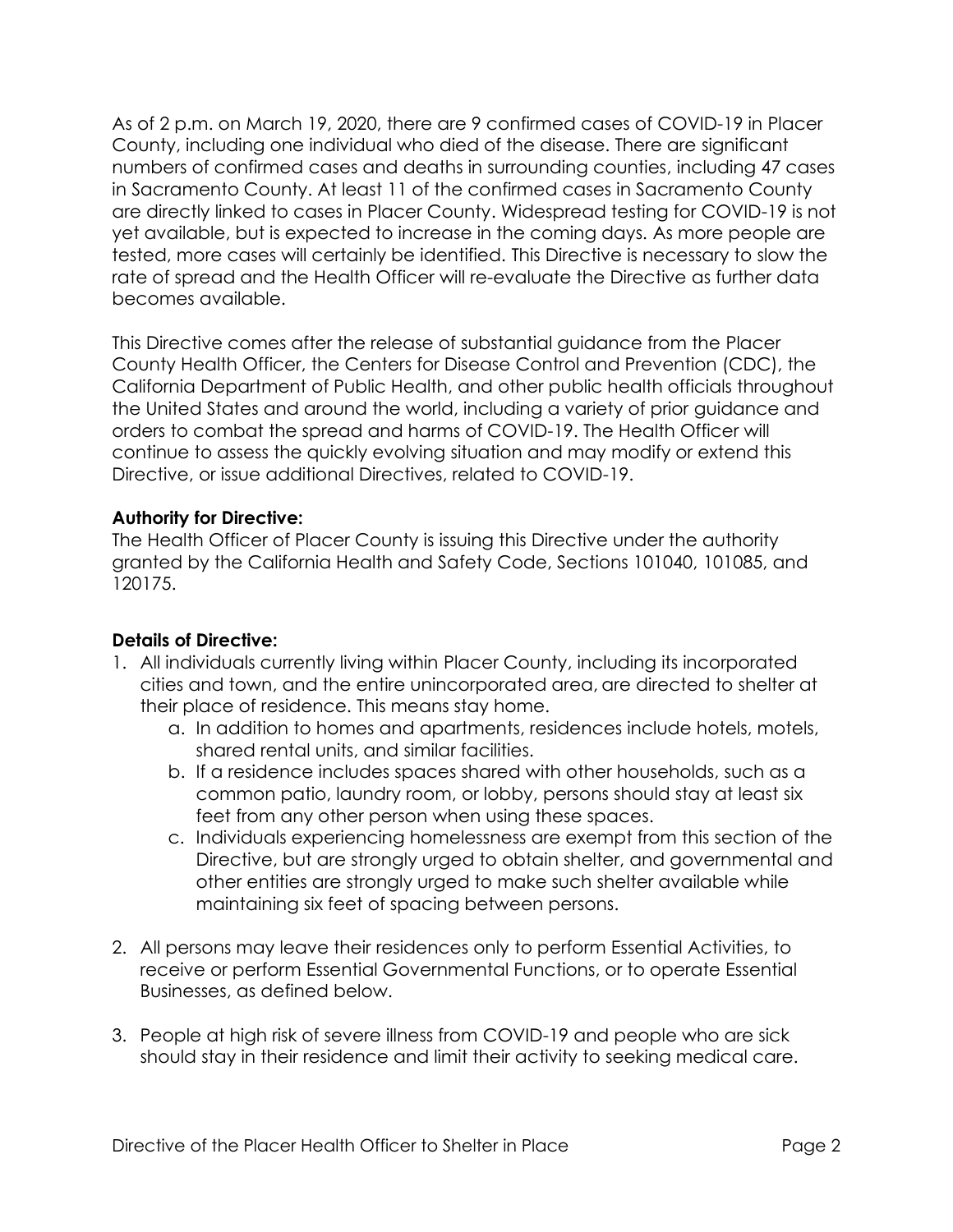As of 2 p.m. on March 19, 2020, there are 9 confirmed cases of COVID-19 in Placer County, including one individual who died of the disease. There are significant numbers of confirmed cases and deaths in surrounding counties, including 47 cases in Sacramento County. At least 11 of the confirmed cases in Sacramento County are directly linked to cases in Placer County. Widespread testing for COVID-19 is not yet available, but is expected to increase in the coming days. As more people are tested, more cases will certainly be identified. This Directive is necessary to slow the rate of spread and the Health Officer will re-evaluate the Directive as further data becomes available.

This Directive comes after the release of substantial guidance from the Placer County Health Officer, the Centers for Disease Control and Prevention (CDC), the California Department of Public Health, and other public health officials throughout the United States and around the world, including a variety of prior guidance and orders to combat the spread and harms of COVID-19. The Health Officer will continue to assess the quickly evolving situation and may modify or extend this Directive, or issue additional Directives, related to COVID-19.

**Authority for Directive:**
The Health Officer of Placer County is issuing this Directive under the authority granted by the California Health and Safety Code, Sections 101040, 101085, and 120175.

**Details of Directive:**

1. All individuals currently living within Placer County, including its incorporated cities and town, and the entire unincorporated area, are directed to shelter at their place of residence. This means stay home.
    a. In addition to homes and apartments, residences include hotels, motels, shared rental units, and similar facilities.
    b. If a residence includes spaces shared with other households, such as a common patio, laundry room, or lobby, persons should stay at least six feet from any other person when using these spaces.
    c. Individuals experiencing homelessness are exempt from this section of the Directive, but are strongly urged to obtain shelter, and governmental and other entities are strongly urged to make such shelter available while maintaining six feet of spacing between persons.

2. All persons may leave their residences only to perform Essential Activities, to receive or perform Essential Governmental Functions, or to operate Essential Businesses, as defined below.

3. People at high risk of severe illness from COVID-19 and people who are sick should stay in their residence and limit their activity to seeking medical care.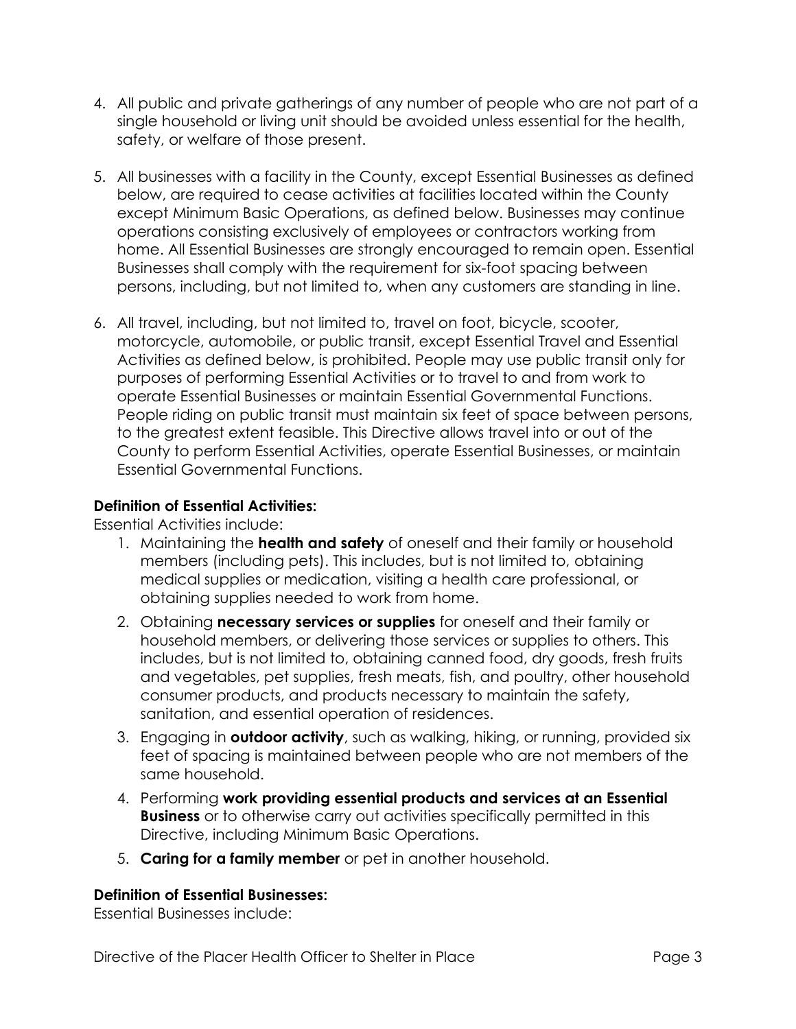4. All public and private gatherings of any number of people who are not part of a single household or living unit should be avoided unless essential for the health, safety, or welfare of those present.

5. All businesses with a facility in the County, except Essential Businesses as defined below, are required to cease activities at facilities located within the County except Minimum Basic Operations, as defined below. Businesses may continue operations consisting exclusively of employees or contractors working from home. All Essential Businesses are strongly encouraged to remain open. Essential Businesses shall comply with the requirement for six-foot spacing between persons, including, but not limited to, when any customers are standing in line.

6. All travel, including, but not limited to, travel on foot, bicycle, scooter, motorcycle, automobile, or public transit, except Essential Travel and Essential Activities as defined below, is prohibited. People may use public transit only for purposes of performing Essential Activities or to travel to and from work to operate Essential Businesses or maintain Essential Governmental Functions. People riding on public transit must maintain six feet of space between persons, to the greatest extent feasible. This Directive allows travel into or out of the County to perform Essential Activities, operate Essential Businesses, or maintain Essential Governmental Functions.

**Definition of Essential Activities:**

Essential Activities include:

1. Maintaining the **health and safety** of oneself and their family or household members (including pets). This includes, but is not limited to, obtaining medical supplies or medication, visiting a health care professional, or obtaining supplies needed to work from home.
2. Obtaining **necessary services or supplies** for oneself and their family or household members, or delivering those services or supplies to others. This includes, but is not limited to, obtaining canned food, dry goods, fresh fruits and vegetables, pet supplies, fresh meats, fish, and poultry, other household consumer products, and products necessary to maintain the safety, sanitation, and essential operation of residences.
3. Engaging in **outdoor activity**, such as walking, hiking, or running, provided six feet of spacing is maintained between people who are not members of the same household.
4. Performing **work providing essential products and services at an Essential Business** or to otherwise carry out activities specifically permitted in this Directive, including Minimum Basic Operations.
5. **Caring for a family member** or pet in another household.

**Definition of Essential Businesses:**

Essential Businesses include: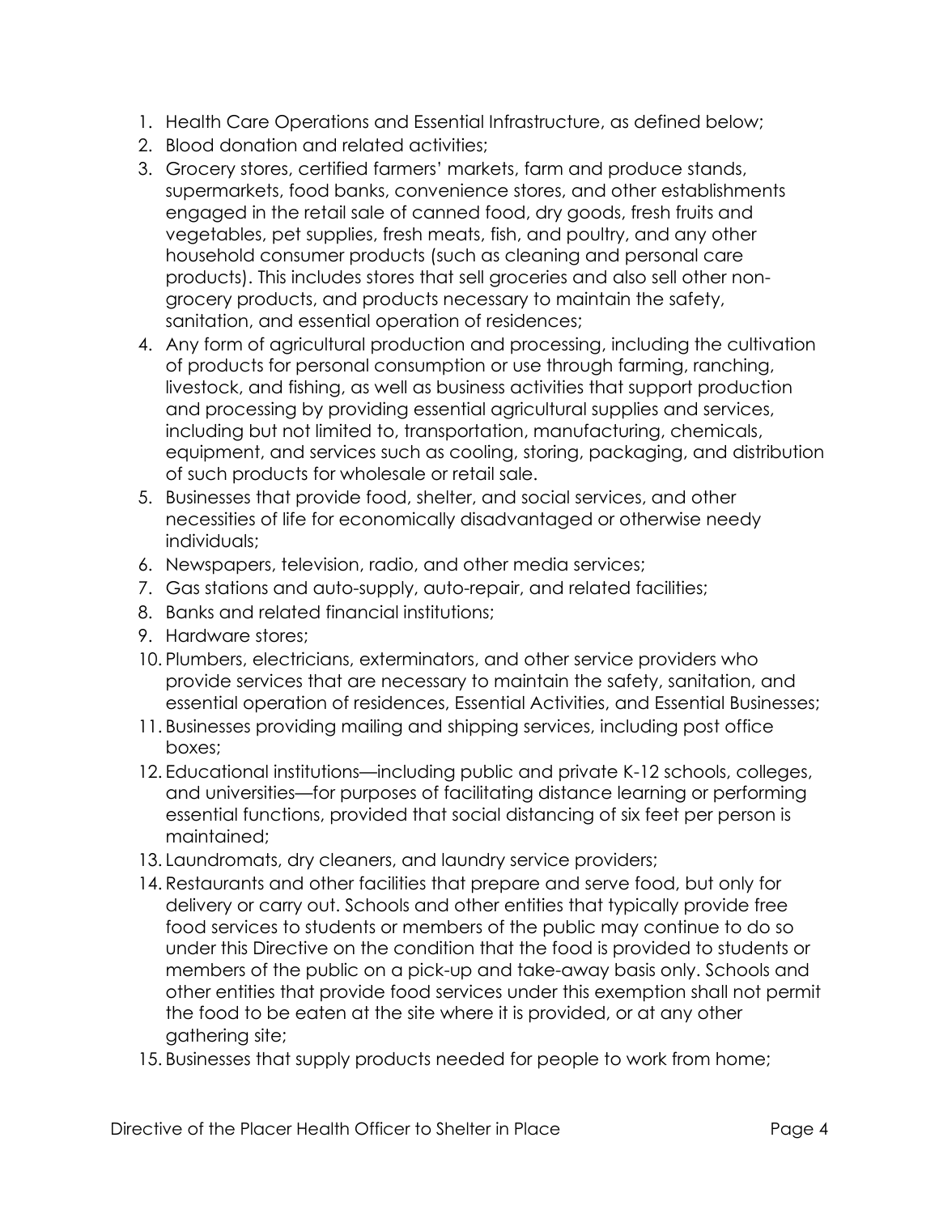1. Health Care Operations and Essential Infrastructure, as defined below;
2. Blood donation and related activities;
3. Grocery stores, certified farmers' markets, farm and produce stands, supermarkets, food banks, convenience stores, and other establishments engaged in the retail sale of canned food, dry goods, fresh fruits and vegetables, pet supplies, fresh meats, fish, and poultry, and any other household consumer products (such as cleaning and personal care products). This includes stores that sell groceries and also sell other non-grocery products, and products necessary to maintain the safety, sanitation, and essential operation of residences;
4. Any form of agricultural production and processing, including the cultivation of products for personal consumption or use through farming, ranching, livestock, and fishing, as well as business activities that support production and processing by providing essential agricultural supplies and services, including but not limited to, transportation, manufacturing, chemicals, equipment, and services such as cooling, storing, packaging, and distribution of such products for wholesale or retail sale.
5. Businesses that provide food, shelter, and social services, and other necessities of life for economically disadvantaged or otherwise needy individuals;
6. Newspapers, television, radio, and other media services;
7. Gas stations and auto-supply, auto-repair, and related facilities;
8. Banks and related financial institutions;
9. Hardware stores;
10. Plumbers, electricians, exterminators, and other service providers who provide services that are necessary to maintain the safety, sanitation, and essential operation of residences, Essential Activities, and Essential Businesses;
11. Businesses providing mailing and shipping services, including post office boxes;
12. Educational institutions—including public and private K-12 schools, colleges, and universities—for purposes of facilitating distance learning or performing essential functions, provided that social distancing of six feet per person is maintained;
13. Laundromats, dry cleaners, and laundry service providers;
14. Restaurants and other facilities that prepare and serve food, but only for delivery or carry out. Schools and other entities that typically provide free food services to students or members of the public may continue to do so under this Directive on the condition that the food is provided to students or members of the public on a pick-up and take-away basis only. Schools and other entities that provide food services under this exemption shall not permit the food to be eaten at the site where it is provided, or at any other gathering site;
15. Businesses that supply products needed for people to work from home;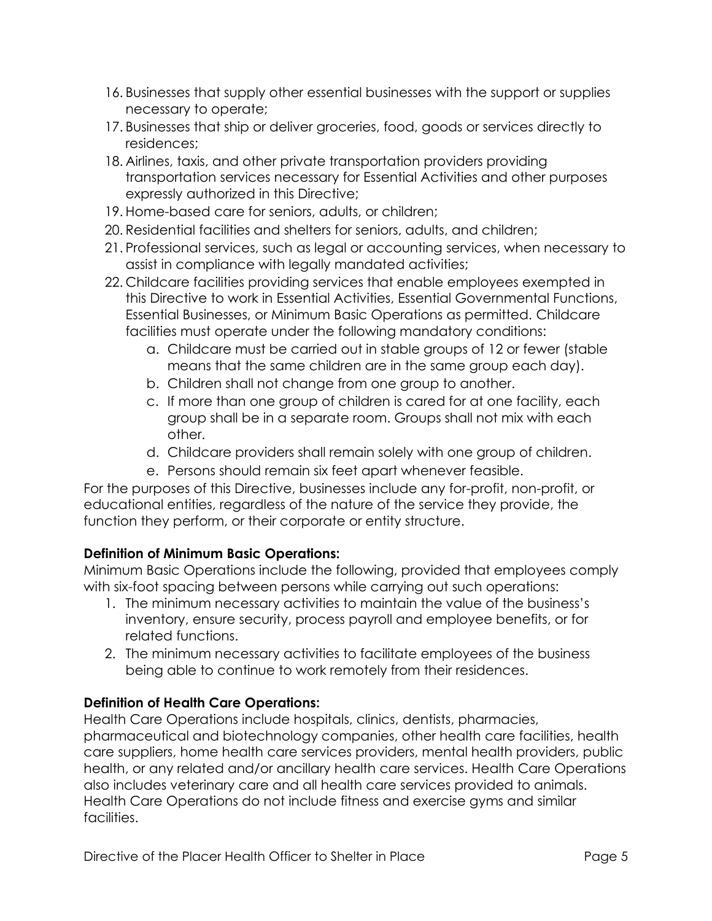16. Businesses that supply other essential businesses with the support or supplies necessary to operate;
17. Businesses that ship or deliver groceries, food, goods or services directly to residences;
18. Airlines, taxis, and other private transportation providers providing transportation services necessary for Essential Activities and other purposes expressly authorized in this Directive;
19. Home-based care for seniors, adults, or children;
20. Residential facilities and shelters for seniors, adults, and children;
21. Professional services, such as legal or accounting services, when necessary to assist in compliance with legally mandated activities;
22. Childcare facilities providing services that enable employees exempted in this Directive to work in Essential Activities, Essential Governmental Functions, Essential Businesses, or Minimum Basic Operations as permitted. Childcare facilities must operate under the following mandatory conditions:
    a. Childcare must be carried out in stable groups of 12 or fewer (stable means that the same children are in the same group each day).
    b. Children shall not change from one group to another.
    c. If more than one group of children is cared for at one facility, each group shall be in a separate room. Groups shall not mix with each other.
    d. Childcare providers shall remain solely with one group of children.
    e. Persons should remain six feet apart whenever feasible.

For the purposes of this Directive, businesses include any for-profit, non-profit, or educational entities, regardless of the nature of the service they provide, the function they perform, or their corporate or entity structure.

**Definition of Minimum Basic Operations:**
Minimum Basic Operations include the following, provided that employees comply with six-foot spacing between persons while carrying out such operations:

1. The minimum necessary activities to maintain the value of the business's inventory, ensure security, process payroll and employee benefits, or for related functions.
2. The minimum necessary activities to facilitate employees of the business being able to continue to work remotely from their residences.

**Definition of Health Care Operations:**
Health Care Operations include hospitals, clinics, dentists, pharmacies, pharmaceutical and biotechnology companies, other health care facilities, health care suppliers, home health care services providers, mental health providers, public health, or any related and/or ancillary health care services. Health Care Operations also includes veterinary care and all health care services provided to animals. Health Care Operations do not include fitness and exercise gyms and similar facilities.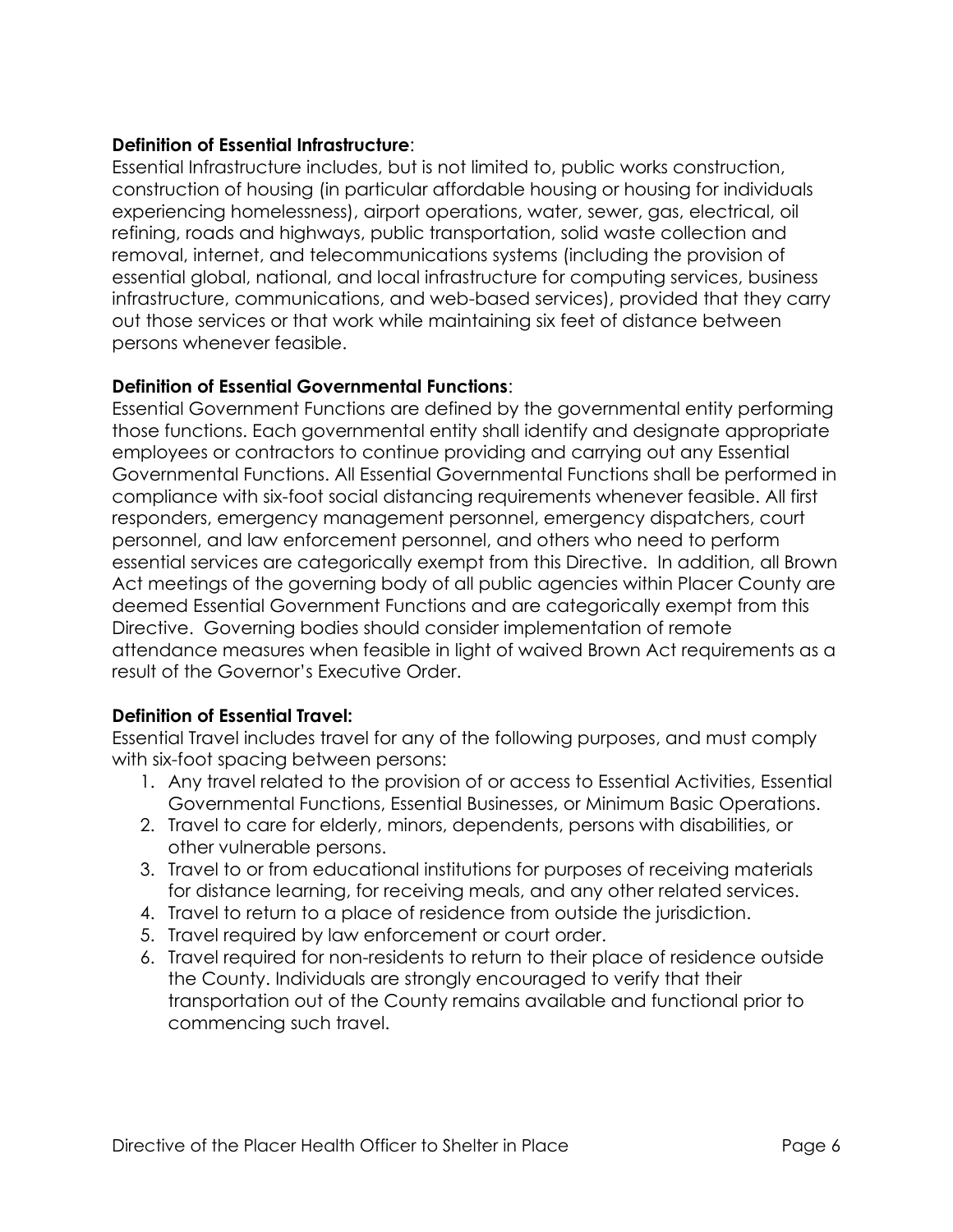**Definition of Essential Infrastructure**:
Essential Infrastructure includes, but is not limited to, public works construction, construction of housing (in particular affordable housing or housing for individuals experiencing homelessness), airport operations, water, sewer, gas, electrical, oil refining, roads and highways, public transportation, solid waste collection and removal, internet, and telecommunications systems (including the provision of essential global, national, and local infrastructure for computing services, business infrastructure, communications, and web-based services), provided that they carry out those services or that work while maintaining six feet of distance between persons whenever feasible.

**Definition of Essential Governmental Functions**:
Essential Government Functions are defined by the governmental entity performing those functions. Each governmental entity shall identify and designate appropriate employees or contractors to continue providing and carrying out any Essential Governmental Functions. All Essential Governmental Functions shall be performed in compliance with six-foot social distancing requirements whenever feasible. All first responders, emergency management personnel, emergency dispatchers, court personnel, and law enforcement personnel, and others who need to perform essential services are categorically exempt from this Directive. In addition, all Brown Act meetings of the governing body of all public agencies within Placer County are deemed Essential Government Functions and are categorically exempt from this Directive. Governing bodies should consider implementation of remote attendance measures when feasible in light of waived Brown Act requirements as a result of the Governor's Executive Order.

**Definition of Essential Travel:**
Essential Travel includes travel for any of the following purposes, and must comply with six-foot spacing between persons:

1. Any travel related to the provision of or access to Essential Activities, Essential Governmental Functions, Essential Businesses, or Minimum Basic Operations.
2. Travel to care for elderly, minors, dependents, persons with disabilities, or other vulnerable persons.
3. Travel to or from educational institutions for purposes of receiving materials for distance learning, for receiving meals, and any other related services.
4. Travel to return to a place of residence from outside the jurisdiction.
5. Travel required by law enforcement or court order.
6. Travel required for non-residents to return to their place of residence outside the County. Individuals are strongly encouraged to verify that their transportation out of the County remains available and functional prior to commencing such travel.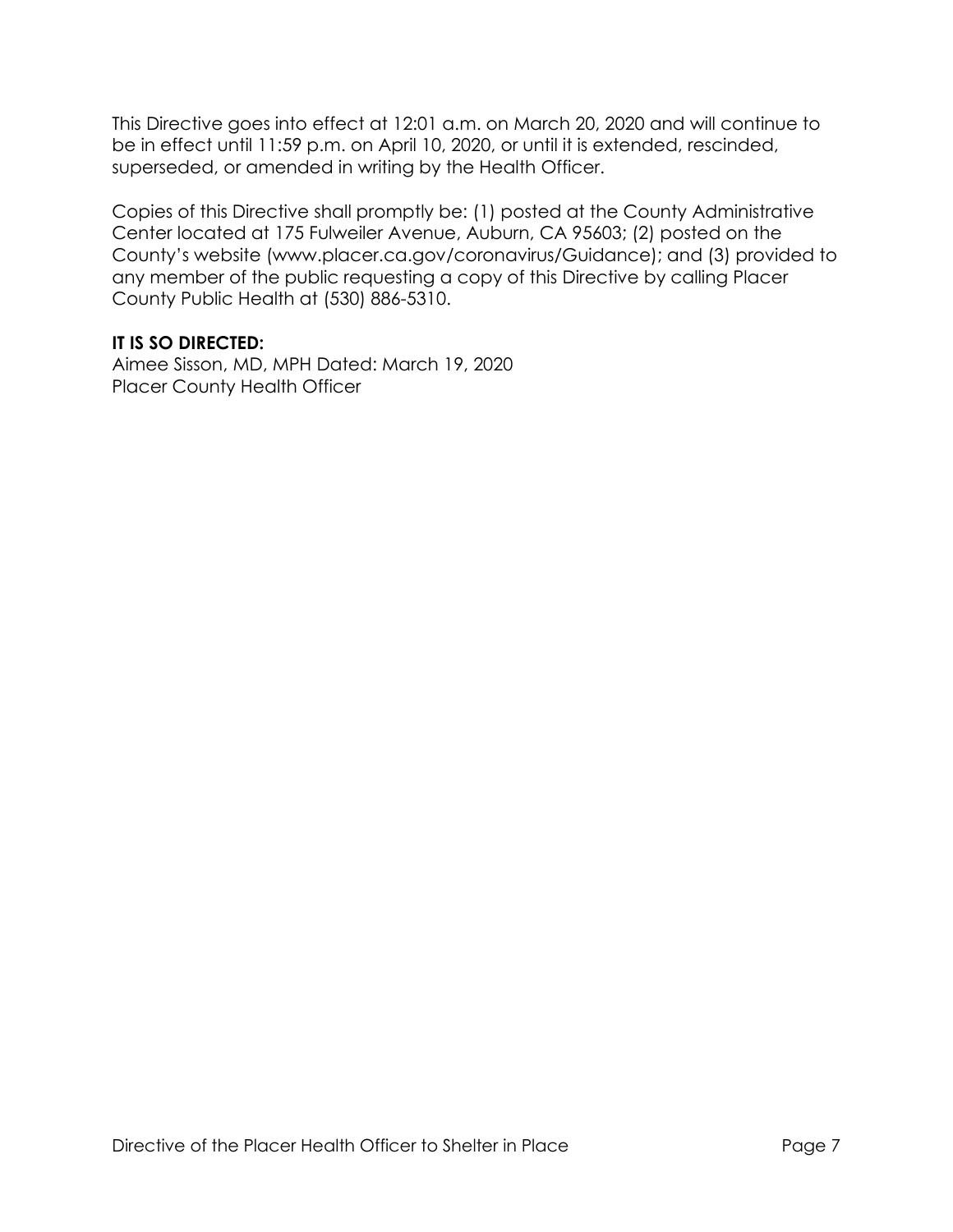This Directive goes into effect at 12:01 a.m. on March 20, 2020 and will continue to be in effect until 11:59 p.m. on April 10, 2020, or until it is extended, rescinded, superseded, or amended in writing by the Health Officer.

Copies of this Directive shall promptly be: (1) posted at the County Administrative Center located at 175 Fulweiler Avenue, Auburn, CA 95603; (2) posted on the County's website (www.placer.ca.gov/coronavirus/Guidance); and (3) provided to any member of the public requesting a copy of this Directive by calling Placer County Public Health at (530) 886-5310.

**IT IS SO DIRECTED:**
Aimee Sisson, MD, MPH Dated: March 19, 2020
Placer County Health Officer